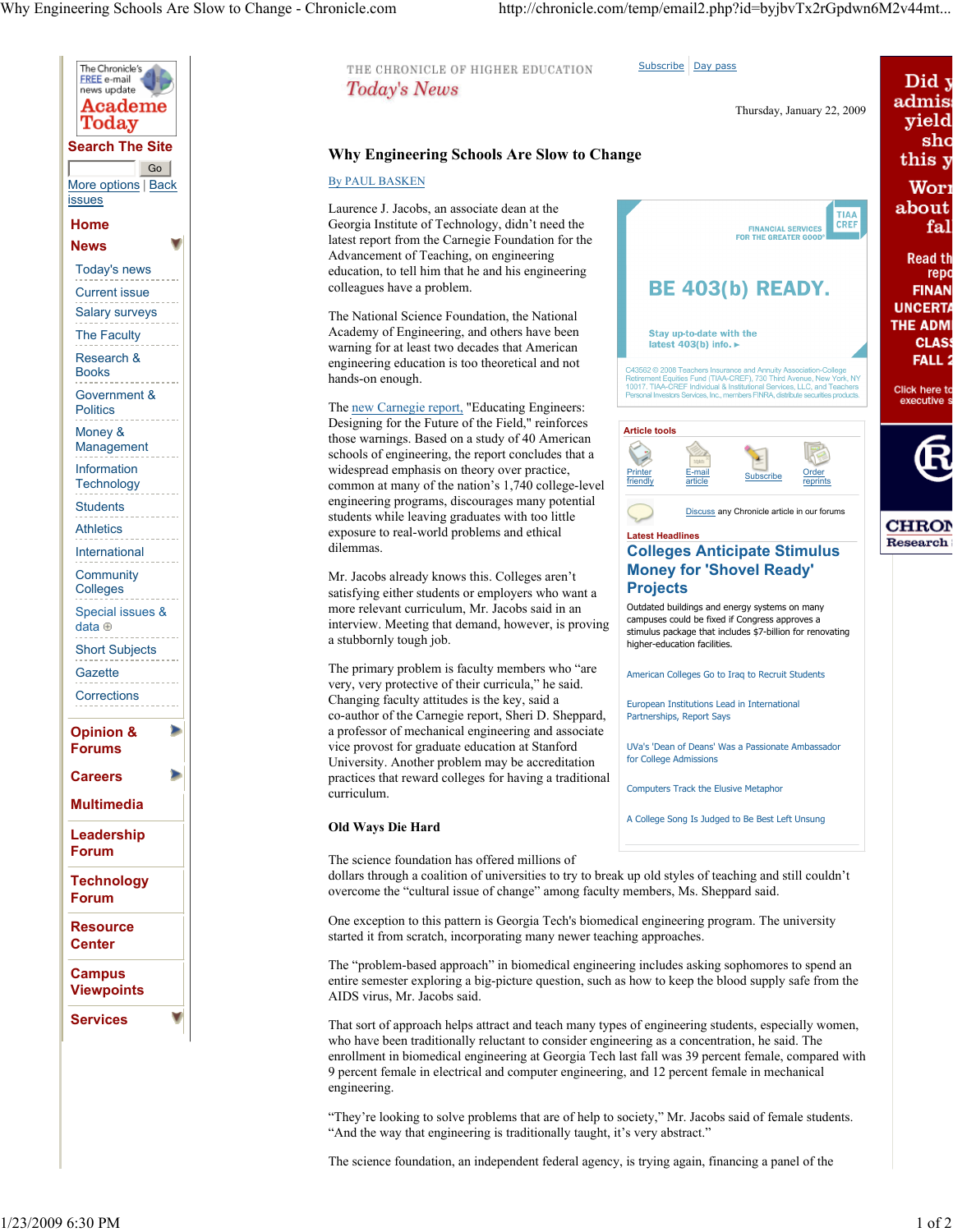# Why Engineering Schools Are Slow to Change

By PAUL BASKEN

Laurence J. Jacobs, an associate dean at the Georgia Institute of Technology, didn't need the latest report from the Carnegie Foundation for the Advancement of Teaching, on engineering education, to tell him that he and his engineering colleagues have a problem.

The National Science Foundation, the National Academy of Engineering, and others have been warning for at least two decades that American engineering education is too theoretical and not hands-on enough.

The new Carnegie report, "Educating Engineers: Designing for the Future of the Field," reinforces those warnings. Based on a study of 40 American schools of engineering, the report concludes that a widespread emphasis on theory over practice, common at many of the nation's 1,740 college-level engineering programs, discourages many potential students while leaving graduates with too little exposure to real-world problems and ethical dilemmas.

Mr. Jacobs already knows this. Colleges aren't satisfying either students or employers who want a more relevant curriculum, Mr. Jacobs said in an interview. Meeting that demand, however, is proving a stubbornly tough job.

The primary problem is faculty members who "are very, very protective of their curricula," he said. Changing faculty attitudes is the key, said a co-author of the Carnegie report, Sheri D. Sheppard, a professor of mechanical engineering and associate vice provost for graduate education at Stanford University. Another problem may be accreditation practices that reward colleges for having a traditional curriculum.

## Old Ways Die Hard

The science foundation has offered millions of dollars through a coalition of universities to try to break up old styles of teaching and still couldn't overcome the "cultural issue of change" among faculty members, Ms. Sheppard said.

One exception to this pattern is Georgia Tech's biomedical engineering program. The university started it from scratch, incorporating many newer teaching approaches.

The "problem-based approach" in biomedical engineering includes asking sophomores to spend an entire semester exploring a big-picture question, such as how to keep the blood supply safe from the AIDS virus, Mr. Jacobs said.

That sort of approach helps attract and teach many types of engineering students, especially women, who have been traditionally reluctant to consider engineering as a concentration, he said. The enrollment in biomedical engineering at Georgia Tech last fall was 39 percent female, compared with 9 percent female in electrical and computer engineering, and 12 percent female in mechanical engineering.

"They're looking to solve problems that are of help to society," Mr. Jacobs said of female students. "And the way that engineering is traditionally taught, it's very abstract."

The science foundation, an independent federal agency, is trying again, financing a panel of the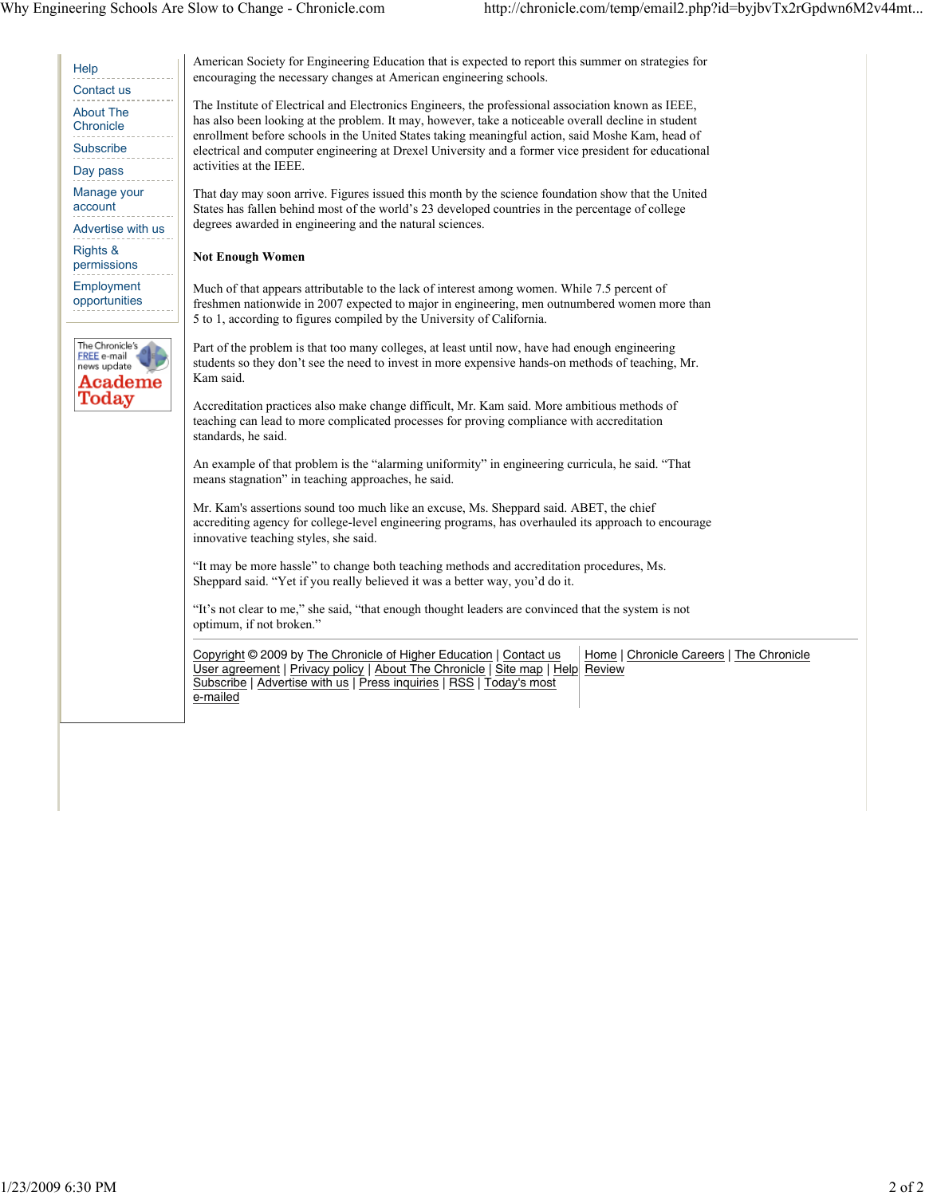American Society for Engineering Education that is expected to report this summer on strategies for encouraging the necessary changes at American engineering schools.

The Institute of Electrical and Electronics Engineers, the professional association known as IEEE, has also been looking at the problem. It may, however, take a noticeable overall decline in student enrollment before schools in the United States taking meaningful action, said Moshe Kam, head of electrical and computer engineering at Drexel University and a former vice president for educational activities at the IEEE.

That day may soon arrive. Figures issued this month by the science foundation show that the United States has fallen behind most of the world's 23 developed countries in the percentage of college degrees awarded in engineering and the natural sciences.

**Not Enough Women**

Much of that appears attributable to the lack of interest among women. While 7.5 percent of freshmen nationwide in 2007 expected to major in engineering, men outnumbered women more than 5 to 1, according to figures compiled by the University of California.

Part of the problem is that too many colleges, at least until now, have had enough engineering students so they don't see the need to invest in more expensive hands-on methods of teaching, Mr. Kam said.

Accreditation practices also make change difficult, Mr. Kam said. More ambitious methods of teaching can lead to more complicated processes for proving compliance with accreditation standards, he said.

An example of that problem is the "alarming uniformity" in engineering curricula, he said. "That means stagnation" in teaching approaches, he said.

Mr. Kam's assertions sound too much like an excuse, Ms. Sheppard said. ABET, the chief accrediting agency for college-level engineering programs, has overhauled its approach to encourage innovative teaching styles, she said.

"It may be more hassle" to change both teaching methods and accreditation procedures, Ms. Sheppard said. "Yet if you really believed it was a better way, you'd do it.

"It's not clear to me," she said, "that enough thought leaders are convinced that the system is not optimum, if not broken."

Copyright © 2009 by The Chronicle of Higher Education